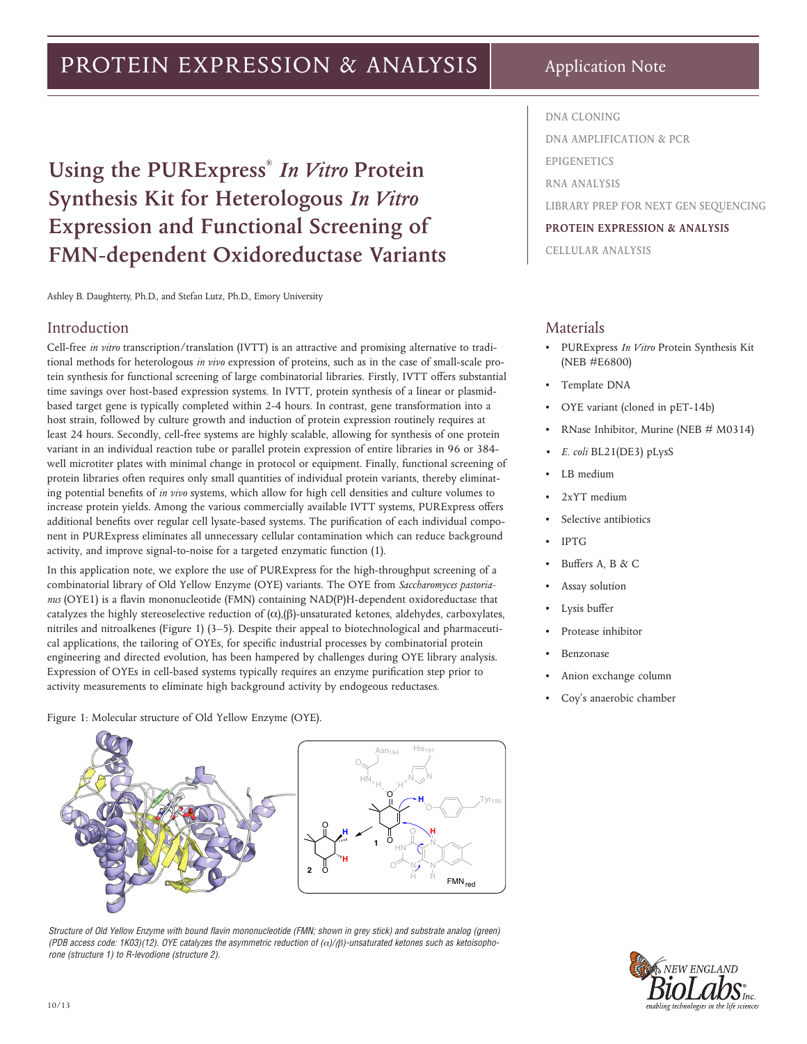# Using the PURExpress® *In Vitro* Protein Synthesis Kit for Heterologous *In Vitro* Expression and Functional Screening of FMN-dependent Oxidoreductase Variants

Ashley B. Daughterty, Ph.D., and Stefan Lutz, Ph.D., Emory University

## Introduction

Cell-free *in vitro* transcription/translation (IVTT) is an attractive and promising alternative to traditional methods for heterologous *in vivo* expression of proteins, such as in the case of small-scale protein synthesis for functional screening of large combinatorial libraries. Firstly, IVTT offers substantial time savings over host-based expression systems. In IVTT, protein synthesis of a linear or plasmid-based target gene is typically completed within 2-4 hours. In contrast, gene transformation into a host strain, followed by culture growth and induction of protein expression routinely requires at least 24 hours. Secondly, cell-free systems are highly scalable, allowing for synthesis of one protein variant in an individual reaction tube or parallel protein expression of entire libraries in 96 or 384-well microtiter plates with minimal change in protocol or equipment. Finally, functional screening of protein libraries often requires only small quantities of individual protein variants, thereby eliminating potential benefits of *in vivo* systems, which allow for high cell densities and culture volumes to increase protein yields. Among the various commercially available IVTT systems, PURExpress offers additional benefits over regular cell lysate-based systems. The purification of each individual component in PURExpress eliminates all unnecessary cellular contamination which can reduce background activity, and improve signal-to-noise for a targeted enzymatic function (1).

In this application note, we explore the use of PURExpress for the high-throughput screening of a combinatorial library of Old Yellow Enzyme (OYE) variants. The OYE from *Saccharomyces pastorianus* (OYE1) is a flavin mononucleotide (FMN) containing NAD(P)H-dependent oxidoreductase that catalyzes the highly stereoselective reduction of ($\alpha$),($\beta$)-unsaturated ketones, aldehydes, carboxylates, nitriles and nitroalkenes (Figure 1) (3–5). Despite their appeal to biotechnological and pharmaceutical applications, the tailoring of OYEs, for specific industrial processes by combinatorial protein engineering and directed evolution, has been hampered by challenges during OYE library analysis. Expression of OYEs in cell-based systems typically requires an enzyme purification step prior to activity measurements to eliminate high background activity by endogeous reductases.

Figure 1: Molecular structure of Old Yellow Enzyme (OYE).

*Structure of Old Yellow Enzyme with bound flavin mononucleotide (FMN; shown in grey stick) and substrate analog (green) (PDB access code: 1K03)(12). OYE catalyzes the asymmetric reduction of ($\alpha$)/($\beta$)-unsaturated ketones such as ketoisophorone (structure 1) to R-levodione (structure 2).*

## Materials

- PURExpress *In Vitro* Protein Synthesis Kit (NEB #E6800)
- Template DNA
- OYE variant (cloned in pET-14b)
- RNase Inhibitor, Murine (NEB # M0314)
- *E. coli* BL21(DE3) pLysS
- LB medium
- 2xYT medium
- Selective antibiotics
- IPTG
- Buffers A, B & C
- Assay solution
- Lysis buffer
- Protease inhibitor
- Benzonase
- Anion exchange column
- Coy's anaerobic chamber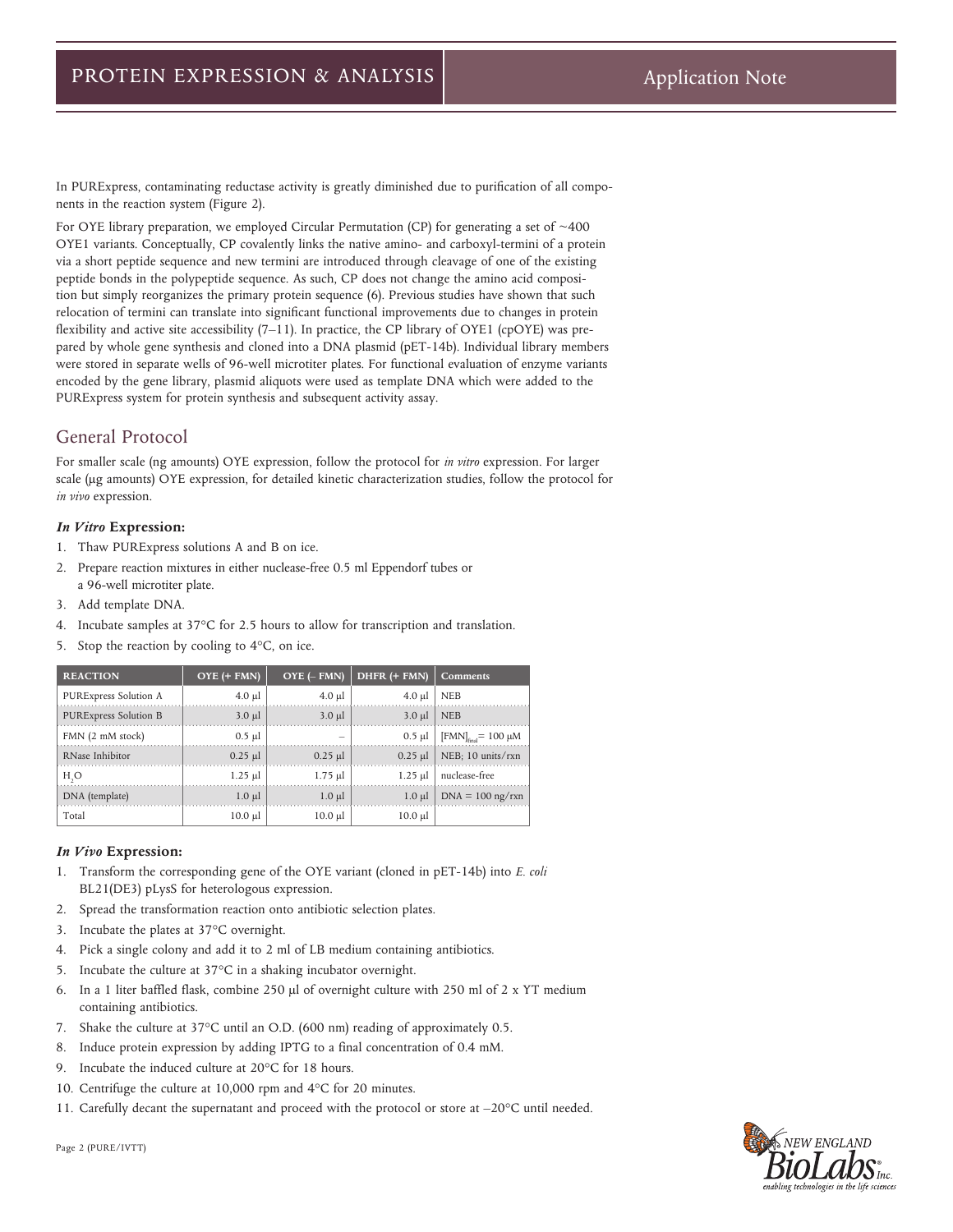In PURExpress, contaminating reductase activity is greatly diminished due to purification of all components in the reaction system (Figure 2).

For OYE library preparation, we employed Circular Permutation (CP) for generating a set of ~400 OYE1 variants. Conceptually, CP covalently links the native amino- and carboxyl-termini of a protein via a short peptide sequence and new termini are introduced through cleavage of one of the existing peptide bonds in the polypeptide sequence. As such, CP does not change the amino acid composition but simply reorganizes the primary protein sequence (6). Previous studies have shown that such relocation of termini can translate into significant functional improvements due to changes in protein flexibility and active site accessibility (7–11). In practice, the CP library of OYE1 (cpOYE) was prepared by whole gene synthesis and cloned into a DNA plasmid (pET-14b). Individual library members were stored in separate wells of 96-well microtiter plates. For functional evaluation of enzyme variants encoded by the gene library, plasmid aliquots were used as template DNA which were added to the PURExpress system for protein synthesis and subsequent activity assay.

## General Protocol

For smaller scale (ng amounts) OYE expression, follow the protocol for *in vitro* expression. For larger scale (µg amounts) OYE expression, for detailed kinetic characterization studies, follow the protocol for *in vivo* expression.

### *In Vitro* Expression:

1. Thaw PURExpress solutions A and B on ice.
2. Prepare reaction mixtures in either nuclease-free 0.5 ml Eppendorf tubes or a 96-well microtiter plate.
3. Add template DNA.
4. Incubate samples at 37°C for 2.5 hours to allow for transcription and translation.
5. Stop the reaction by cooling to 4°C, on ice.

| REACTION | OYE (+ FMN) | OYE (– FMN) | DHFR (+ FMN) | Comments |
|---|---|---|---|---|
| PURExpress Solution A | 4.0 µl | 4.0 µl | 4.0 µl | NEB |
| PURExpress Solution B | 3.0 µl | 3.0 µl | 3.0 µl | NEB |
| FMN (2 mM stock) | 0.5 µl | – | 0.5 µl | $[FMN]_{final}$ = 100 µM |
| RNase Inhibitor | 0.25 µl | 0.25 µl | 0.25 µl | NEB; 10 units/rxn |
| $H_2O$ | 1.25 µl | 1.75 µl | 1.25 µl | nuclease-free |
| DNA (template) | 1.0 µl | 1.0 µl | 1.0 µl | DNA = 100 ng/rxn |
| Total | 10.0 µl | 10.0 µl | 10.0 µl | |

### *In Vivo* Expression:

1. Transform the corresponding gene of the OYE variant (cloned in pET-14b) into *E. coli* BL21(DE3) pLysS for heterologous expression.
2. Spread the transformation reaction onto antibiotic selection plates.
3. Incubate the plates at 37°C overnight.
4. Pick a single colony and add it to 2 ml of LB medium containing antibiotics.
5. Incubate the culture at 37°C in a shaking incubator overnight.
6. In a 1 liter baffled flask, combine 250 µl of overnight culture with 250 ml of 2 x YT medium containing antibiotics.
7. Shake the culture at 37°C until an O.D. (600 nm) reading of approximately 0.5.
8. Induce protein expression by adding IPTG to a final concentration of 0.4 mM.
9. Incubate the induced culture at 20°C for 18 hours.
10. Centrifuge the culture at 10,000 rpm and 4°C for 20 minutes.
11. Carefully decant the supernatant and proceed with the protocol or store at –20°C until needed.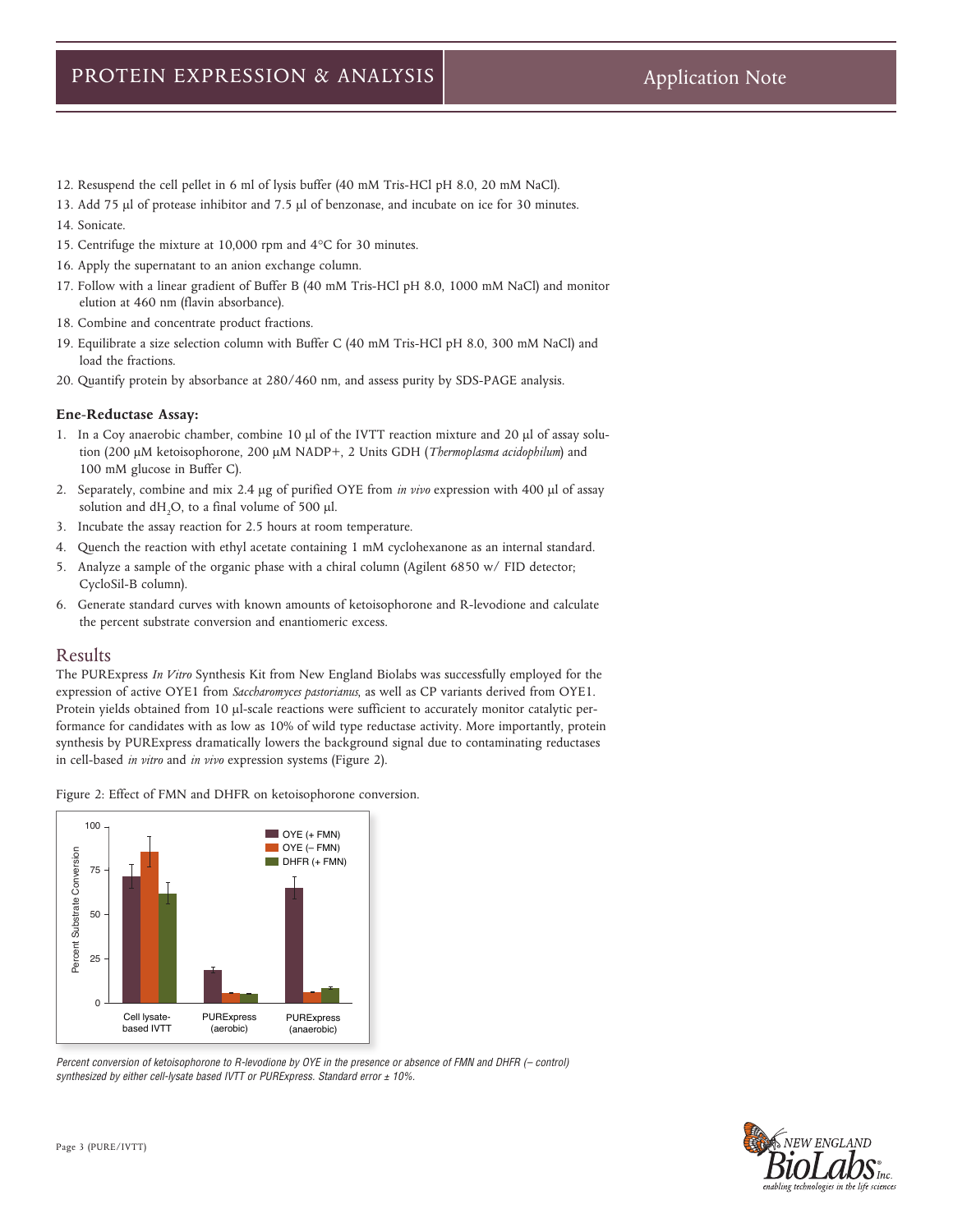12. Resuspend the cell pellet in 6 ml of lysis buffer (40 mM Tris-HCl pH 8.0, 20 mM NaCl).
13. Add 75 µl of protease inhibitor and 7.5 µl of benzonase, and incubate on ice for 30 minutes.
14. Sonicate.
15. Centrifuge the mixture at 10,000 rpm and 4°C for 30 minutes.
16. Apply the supernatant to an anion exchange column.
17. Follow with a linear gradient of Buffer B (40 mM Tris-HCl pH 8.0, 1000 mM NaCl) and monitor elution at 460 nm (flavin absorbance).
18. Combine and concentrate product fractions.
19. Equilibrate a size selection column with Buffer C (40 mM Tris-HCl pH 8.0, 300 mM NaCl) and load the fractions.
20. Quantify protein by absorbance at 280/460 nm, and assess purity by SDS-PAGE analysis.

**Ene-Reductase Assay:**

1. In a Coy anaerobic chamber, combine 10 µl of the IVTT reaction mixture and 20 µl of assay solution (200 µM ketoisophorone, 200 µM NADP+, 2 Units GDH (*Thermoplasma acidophilum*) and 100 mM glucose in Buffer C).
2. Separately, combine and mix 2.4 µg of purified OYE from *in vivo* expression with 400 µl of assay solution and $dH_2O$, to a final volume of 500 µl.
3. Incubate the assay reaction for 2.5 hours at room temperature.
4. Quench the reaction with ethyl acetate containing 1 mM cyclohexanone as an internal standard.
5. Analyze a sample of the organic phase with a chiral column (Agilent 6850 w/ FID detector; CycloSil-B column).
6. Generate standard curves with known amounts of ketoisophorone and R-levodione and calculate the percent substrate conversion and enantiomeric excess.

## Results

The PURExpress *In Vitro* Synthesis Kit from New England Biolabs was successfully employed for the expression of active OYE1 from *Saccharomyces pastorianus*, as well as CP variants derived from OYE1. Protein yields obtained from 10 µl-scale reactions were sufficient to accurately monitor catalytic performance for candidates with as low as 10% of wild type reductase activity. More importantly, protein synthesis by PURExpress dramatically lowers the background signal due to contaminating reductases in cell-based *in vitro* and *in vivo* expression systems (Figure 2).

Figure 2: Effect of FMN and DHFR on ketoisophorone conversion.

*Percent conversion of ketoisophorone to R-levodione by OYE in the presence or absence of FMN and DHFR (– control) synthesized by either cell-lysate based IVTT or PURExpress. Standard error ± 10%.*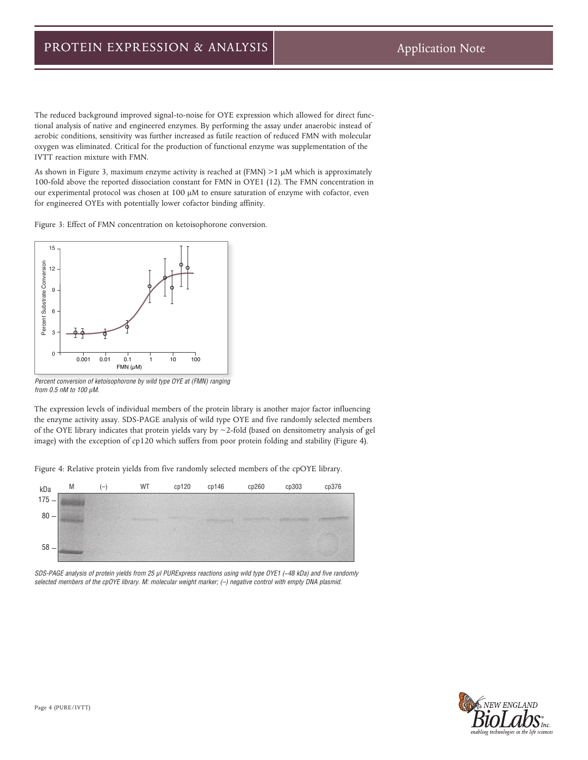The reduced background improved signal-to-noise for OYE expression which allowed for direct functional analysis of native and engineered enzymes. By performing the assay under anaerobic instead of aerobic conditions, sensitivity was further increased as futile reaction of reduced FMN with molecular oxygen was eliminated. Critical for the production of functional enzyme was supplementation of the IVTT reaction mixture with FMN.

As shown in Figure 3, maximum enzyme activity is reached at (FMN) >1 µM which is approximately 100-fold above the reported dissociation constant for FMN in OYE1 (12). The FMN concentration in our experimental protocol was chosen at 100 µM to ensure saturation of enzyme with cofactor, even for engineered OYEs with potentially lower cofactor binding affinity.

Figure 3: Effect of FMN concentration on ketoisophorone conversion.

*Percent conversion of ketoisophorone by wild type OYE at (FMN) ranging from 0.5 nM to 100 µM.*

The expression levels of individual members of the protein library is another major factor influencing the enzyme activity assay. SDS-PAGE analysis of wild type OYE and five randomly selected members of the OYE library indicates that protein yields vary by ~2-fold (based on densitometry analysis of gel image) with the exception of cp120 which suffers from poor protein folding and stability (Figure 4).

Figure 4: Relative protein yields from five randomly selected members of the cpOYE library.

*SDS-PAGE analysis of protein yields from 25 µl PURExpress reactions using wild type OYE1 (~48 kDa) and five randomly selected members of the cpOYE library. M: molecular weight marker; (–) negative control with empty DNA plasmid.*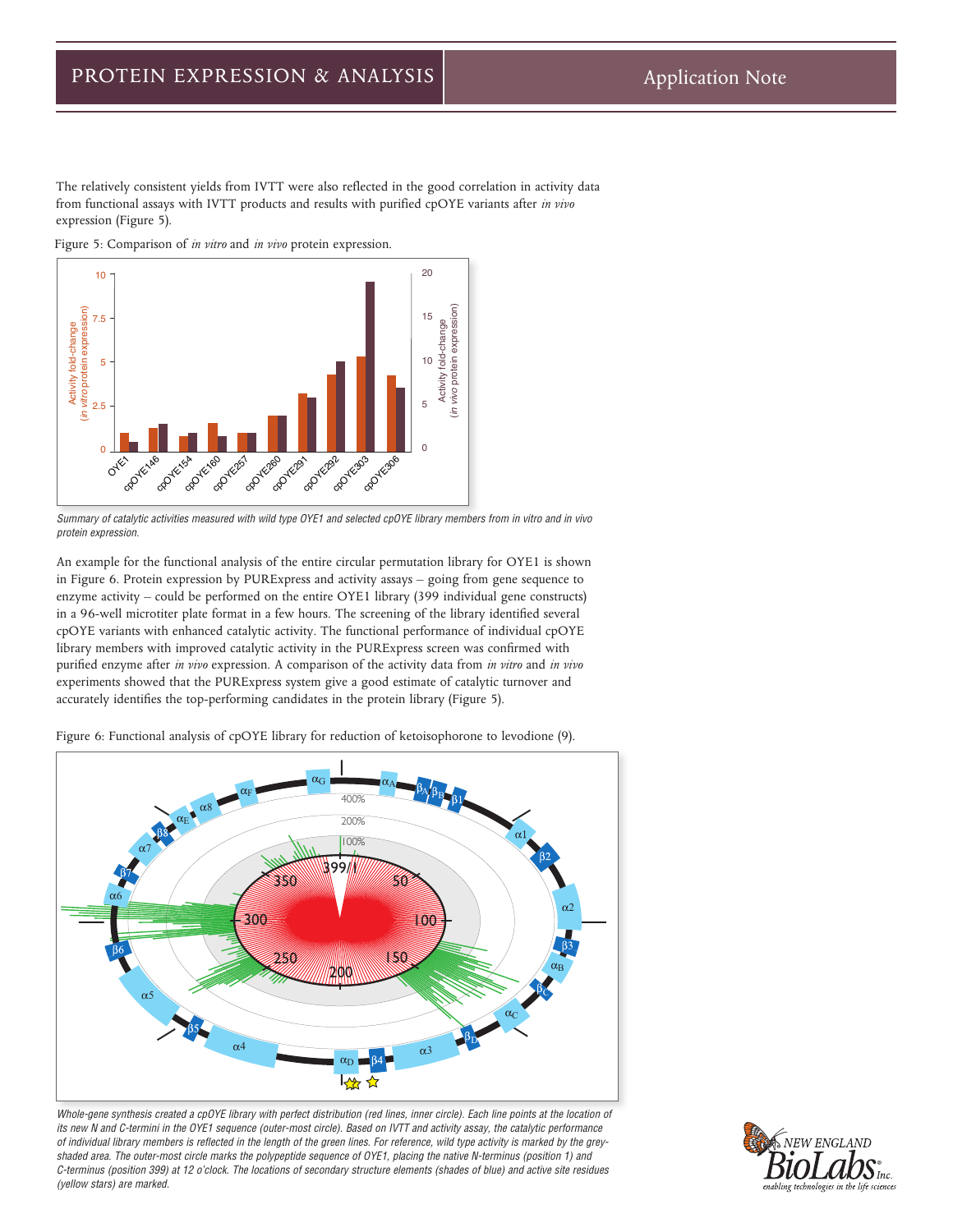The relatively consistent yields from IVTT were also reflected in the good correlation in activity data from functional assays with IVTT products and results with purified cpOYE variants after *in vivo* expression (Figure 5).

Figure 5: Comparison of *in vitro* and *in vivo* protein expression.

*Summary of catalytic activities measured with wild type OYE1 and selected cpOYE library members from in vitro and in vivo protein expression.*

An example for the functional analysis of the entire circular permutation library for OYE1 is shown in Figure 6. Protein expression by PURExpress and activity assays – going from gene sequence to enzyme activity – could be performed on the entire OYE1 library (399 individual gene constructs) in a 96-well microtiter plate format in a few hours. The screening of the library identified several cpOYE variants with enhanced catalytic activity. The functional performance of individual cpOYE library members with improved catalytic activity in the PURExpress screen was confirmed with purified enzyme after *in vivo* expression. A comparison of the activity data from *in vitro* and *in vivo* experiments showed that the PURExpress system give a good estimate of catalytic turnover and accurately identifies the top-performing candidates in the protein library (Figure 5).

Figure 6: Functional analysis of cpOYE library for reduction of ketoisophorone to levodione (9).

*Whole-gene synthesis created a cpOYE library with perfect distribution (red lines, inner circle). Each line points at the location of its new N and C-termini in the OYE1 sequence (outer-most circle). Based on IVTT and activity assay, the catalytic performance of individual library members is reflected in the length of the green lines. For reference, wild type activity is marked by the grey-shaded area. The outer-most circle marks the polypeptide sequence of OYE1, placing the native N-terminus (position 1) and C-terminus (position 399) at 12 o'clock. The locations of secondary structure elements (shades of blue) and active site residues (yellow stars) are marked.*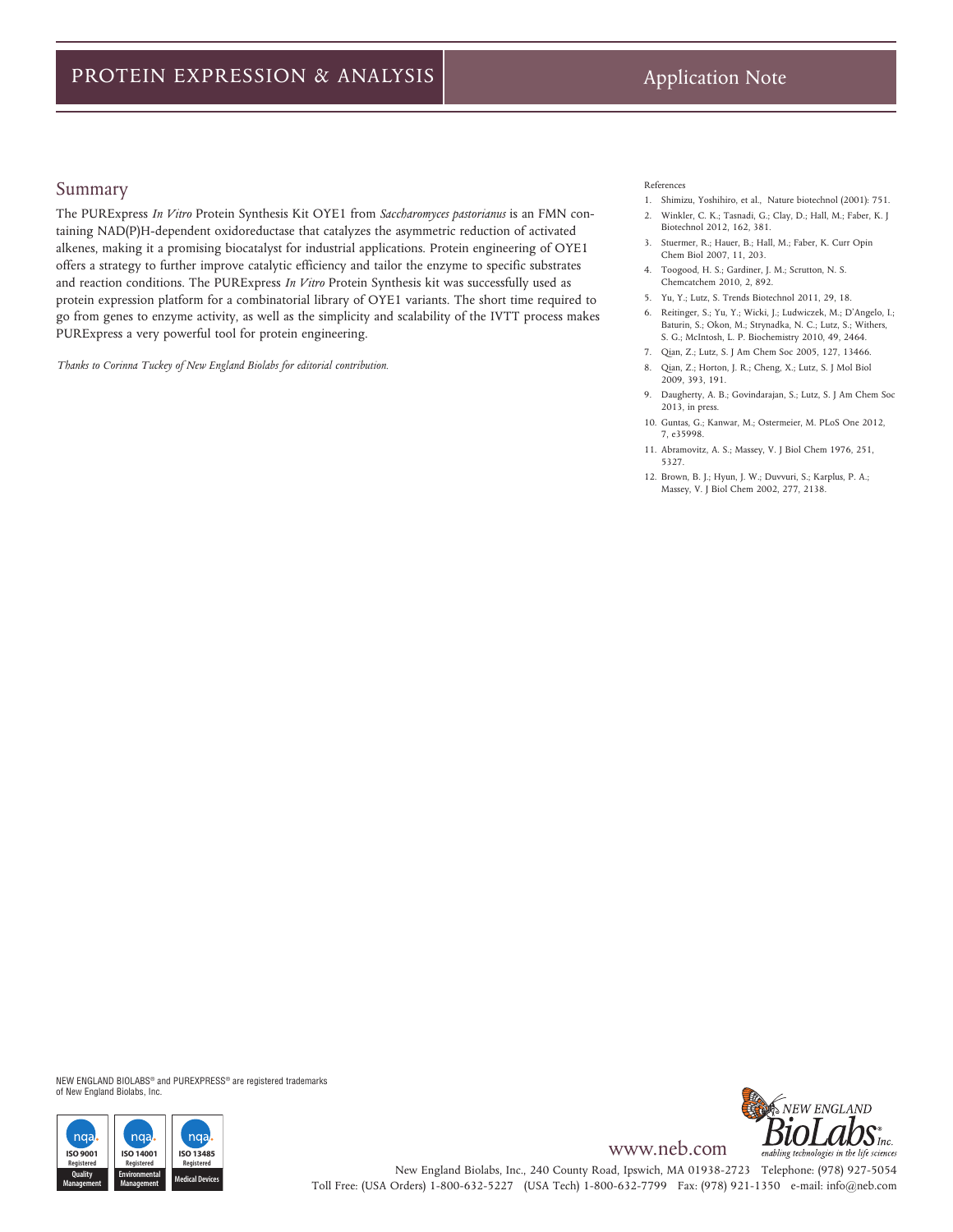## Summary

The PURExpress *In Vitro* Protein Synthesis Kit OYE1 from *Saccharomyces pastorianus* is an FMN containing NAD(P)H-dependent oxidoreductase that catalyzes the asymmetric reduction of activated alkenes, making it a promising biocatalyst for industrial applications. Protein engineering of OYE1 offers a strategy to further improve catalytic efficiency and tailor the enzyme to specific substrates and reaction conditions. The PURExpress *In Vitro* Protein Synthesis kit was successfully used as protein expression platform for a combinatorial library of OYE1 variants. The short time required to go from genes to enzyme activity, as well as the simplicity and scalability of the IVTT process makes PURExpress a very powerful tool for protein engineering.

*Thanks to Corinna Tuckey of New England Biolabs for editorial contribution.*

References

1. Shimizu, Yoshihiro, et al., Nature biotechnol (2001): 751.
2. Winkler, C. K.; Tasnadi, G.; Clay, D.; Hall, M.; Faber, K. J Biotechnol 2012, 162, 381.
3. Stuermer, R.; Hauer, B.; Hall, M.; Faber, K. Curr Opin Chem Biol 2007, 11, 203.
4. Toogood, H. S.; Gardiner, J. M.; Scrutton, N. S. Chemcatchem 2010, 2, 892.
5. Yu, Y.; Lutz, S. Trends Biotechnol 2011, 29, 18.
6. Reitinger, S.; Yu, Y.; Wicki, J.; Ludwiczek, M.; D'Angelo, I.; Baturin, S.; Okon, M.; Strynadka, N. C.; Lutz, S.; Withers, S. G.; McIntosh, L. P. Biochemistry 2010, 49, 2464.
7. Qian, Z.; Lutz, S. J Am Chem Soc 2005, 127, 13466.
8. Qian, Z.; Horton, J. R.; Cheng, X.; Lutz, S. J Mol Biol 2009, 393, 191.
9. Daugherty, A. B.; Govindarajan, S.; Lutz, S. J Am Chem Soc 2013, in press.
10. Guntas, G.; Kanwar, M.; Ostermeier, M. PLoS One 2012, 7, e35998.
11. Abramovitz, A. S.; Massey, V. J Biol Chem 1976, 251, 5327.
12. Brown, B. J.; Hyun, J. W.; Duvvuri, S.; Karplus, P. A.; Massey, V. J Biol Chem 2002, 277, 2138.

NEW ENGLAND BIOLABS® and PUREXPRESS® are registered trademarks of New England Biolabs, Inc.

www.neb.com

New England Biolabs, Inc., 240 County Road, Ipswich, MA 01938-2723 Telephone: (978) 927-5054
Toll Free: (USA Orders) 1-800-632-5227 (USA Tech) 1-800-632-7799 Fax: (978) 921-1350 e-mail: info@neb.com